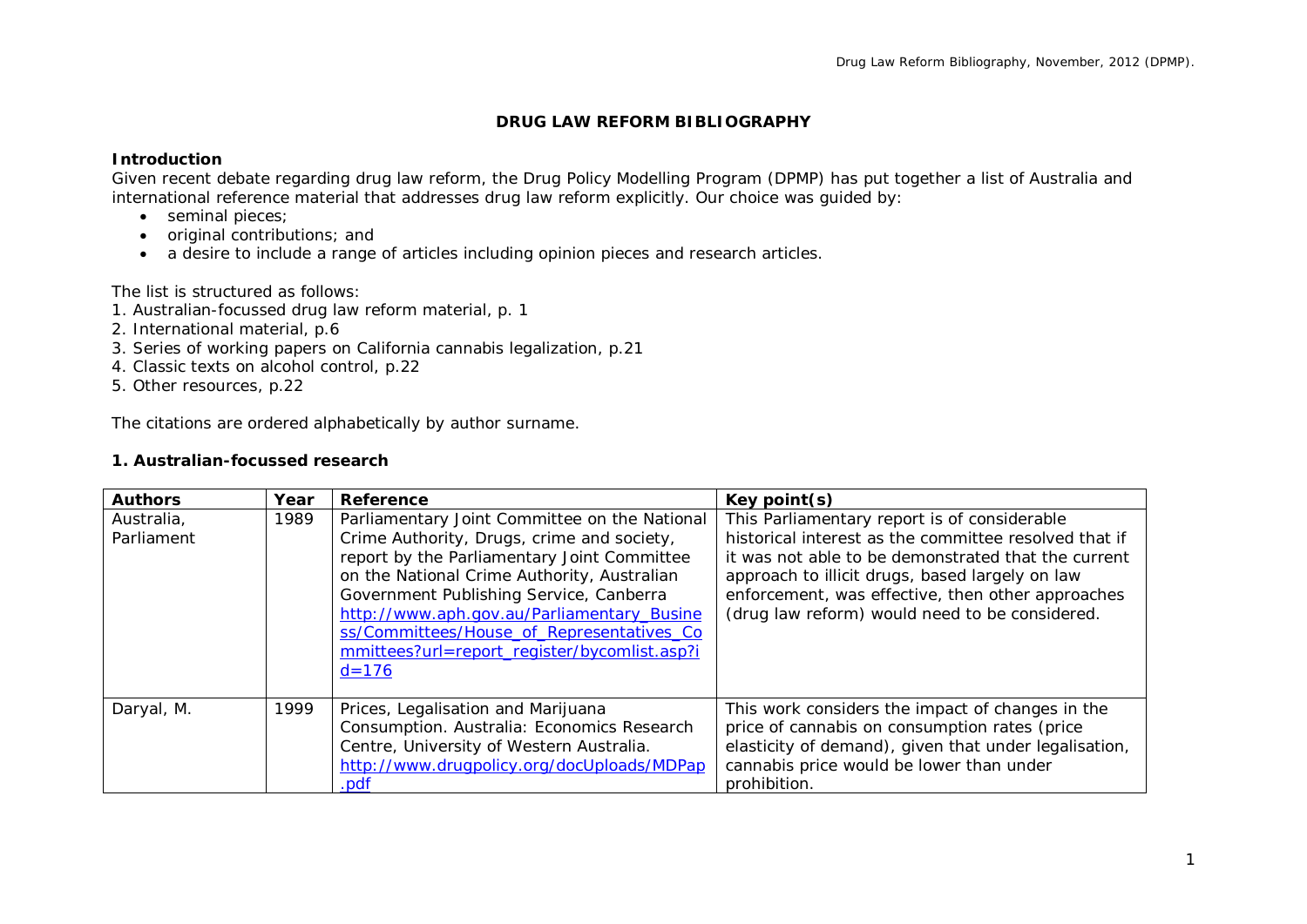# DRUG LAW REFORM BIBLIOGRAPHY

## Introduction

Given recent debate regarding drug law reform, the Drug Policy Modelling Program (DPMP) has put together a list of Australia and international reference material that addresses drug law reform explicitly. Our choice was guided by:

- seminal pieces;
- original contributions; and
- a desire to include a range of articles including opinion pieces and research articles.

The list is structured as follows:

1. Australian-focussed drug law reform material, p. 1
2. International material, p.6
3. Series of working papers on California cannabis legalization, p.21
4. Classic texts on alcohol control, p.22
5. Other resources, p.22

The citations are ordered alphabetically by author surname.

## 1. Australian-focussed research

| Authors | Year | Reference | Key point(s) |
|---|---|---|---|
| Australia, Parliament | 1989 | Parliamentary Joint Committee on the National Crime Authority, Drugs, crime and society, report by the Parliamentary Joint Committee on the National Crime Authority, Australian Government Publishing Service, Canberra http://www.aph.gov.au/Parliamentary_Business/Committees/House_of_Representatives_Committees?url=report_register/bycomlist.asp?id=176 | This Parliamentary report is of considerable historical interest as the committee resolved that if it was not able to be demonstrated that the current approach to illicit drugs, based largely on law enforcement, was effective, then other approaches (drug law reform) would need to be considered. |
| Daryal, M. | 1999 | Prices, Legalisation and Marijuana Consumption. Australia: Economics Research Centre, University of Western Australia. http://www.drugpolicy.org/docUploads/MDPap.pdf | This work considers the impact of changes in the price of cannabis on consumption rates (price elasticity of demand), given that under legalisation, cannabis price would be lower than under prohibition. |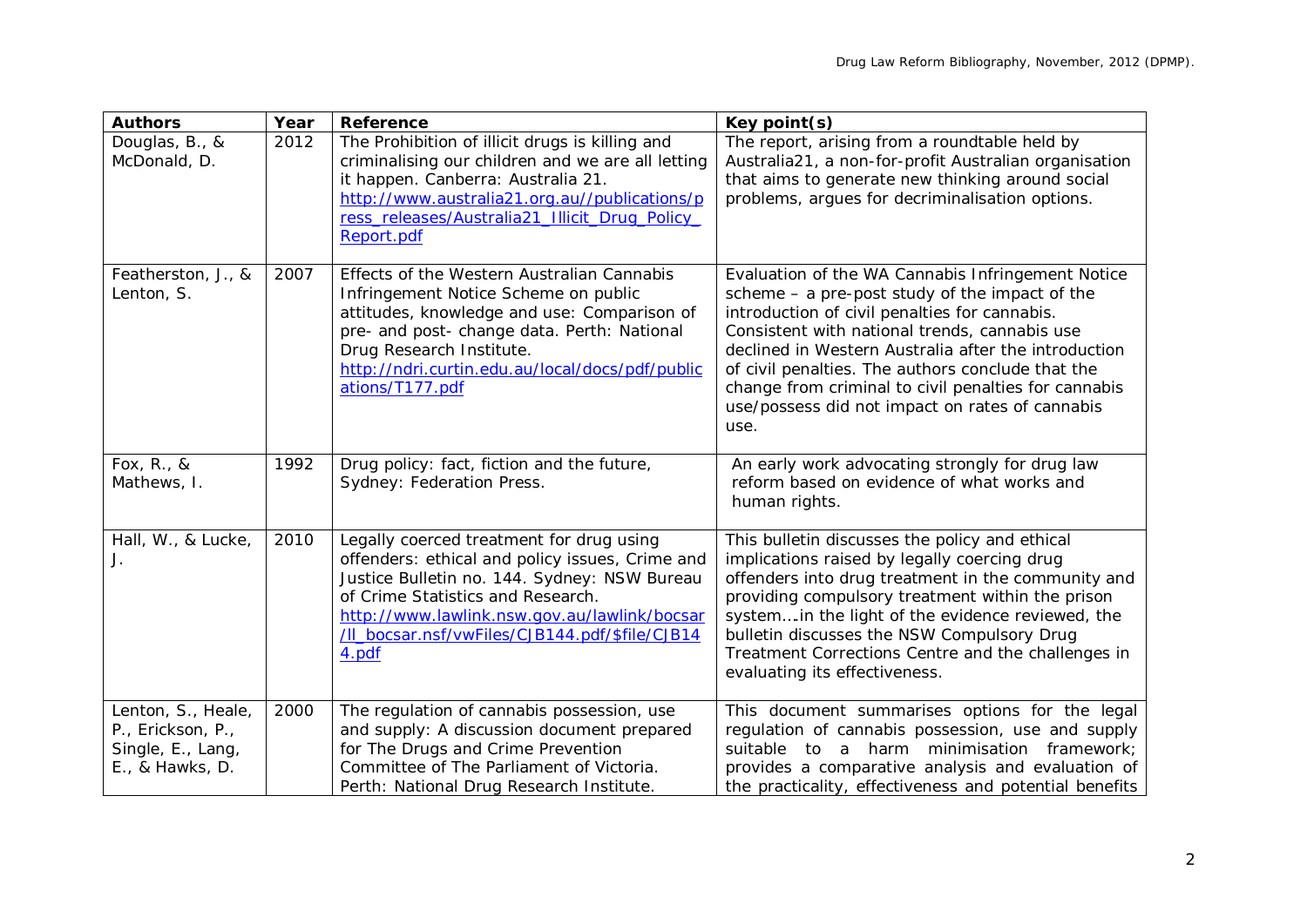| Authors | Year | Reference | Key point(s) |
|---|---|---|---|
| Douglas, B., & McDonald, D. | 2012 | The Prohibition of illicit drugs is killing and criminalising our children and we are all letting it happen. Canberra: Australia 21. http://www.australia21.org.au//publications/press_releases/Australia21_Illicit_Drug_Policy_Report.pdf | The report, arising from a roundtable held by Australia21, a non-for-profit Australian organisation that aims to generate new thinking around social problems, argues for decriminalisation options. |
| Featherston, J., & Lenton, S. | 2007 | Effects of the Western Australian Cannabis Infringement Notice Scheme on public attitudes, knowledge and use: Comparison of pre- and post- change data. Perth: National Drug Research Institute. http://ndri.curtin.edu.au/local/docs/pdf/publications/T177.pdf | Evaluation of the WA Cannabis Infringement Notice scheme – a pre-post study of the impact of the introduction of civil penalties for cannabis. Consistent with national trends, cannabis use declined in Western Australia after the introduction of civil penalties. The authors conclude that the change from criminal to civil penalties for cannabis use/possess did not impact on rates of cannabis use. |
| Fox, R., & Mathews, I. | 1992 | Drug policy: fact, fiction and the future, Sydney: Federation Press. | An early work advocating strongly for drug law reform based on evidence of what works and human rights. |
| Hall, W., & Lucke, J. | 2010 | Legally coerced treatment for drug using offenders: ethical and policy issues, Crime and Justice Bulletin no. 144. Sydney: NSW Bureau of Crime Statistics and Research. http://www.lawlink.nsw.gov.au/lawlink/bocsar/ll_bocsar.nsf/vwFiles/CJB144.pdf/$file/CJB144.pdf | This bulletin discusses the policy and ethical implications raised by legally coercing drug offenders into drug treatment in the community and providing compulsory treatment within the prison system….in the light of the evidence reviewed, the bulletin discusses the NSW Compulsory Drug Treatment Corrections Centre and the challenges in evaluating its effectiveness. |
| Lenton, S., Heale, P., Erickson, P., Single, E., Lang, E., & Hawks, D. | 2000 | The regulation of cannabis possession, use and supply: A discussion document prepared for The Drugs and Crime Prevention Committee of The Parliament of Victoria. Perth: National Drug Research Institute. | This document summarises options for the legal regulation of cannabis possession, use and supply suitable to a harm minimisation framework; provides a comparative analysis and evaluation of the practicality, effectiveness and potential benefits |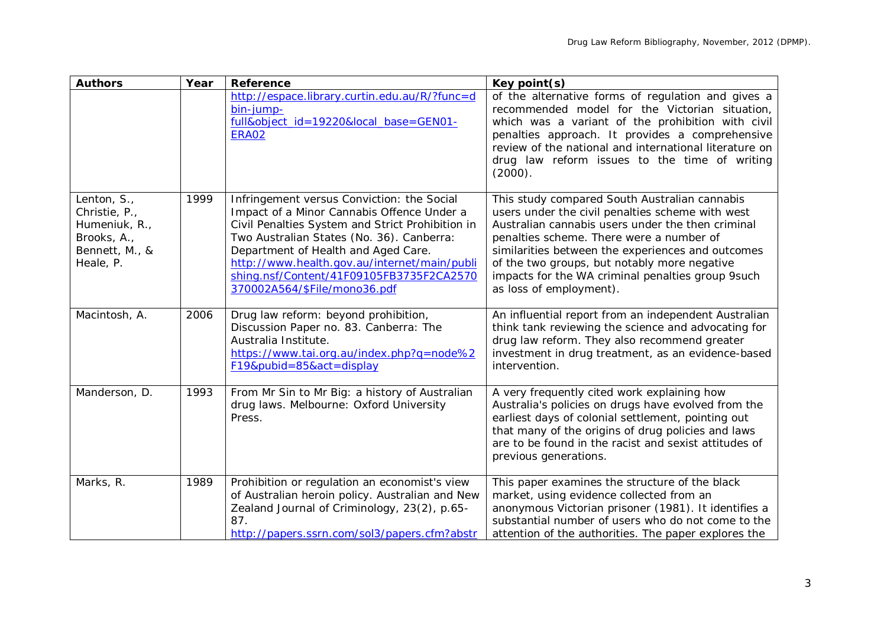| Authors | Year | Reference | Key point(s) |
|---|---|---|---|
| | | http://espace.library.curtin.edu.au/R/?func=dbin-jump-full&object_id=19220&local_base=GEN01-ERA02 | of the alternative forms of regulation and gives a recommended model for the Victorian situation, which was a variant of the prohibition with civil penalties approach. It provides a comprehensive review of the national and international literature on drug law reform issues to the time of writing (2000). |
| Lenton, S., Christie, P., Humeniuk, R., Brooks, A., Bennett, M., & Heale, P. | 1999 | Infringement versus Conviction: the Social Impact of a Minor Cannabis Offence Under a Civil Penalties System and Strict Prohibition in Two Australian States (No. 36). Canberra: Department of Health and Aged Care. http://www.health.gov.au/internet/main/publishing.nsf/Content/41F09105FB3735F2CA2570370002A564/$File/mono36.pdf | This study compared South Australian cannabis users under the civil penalties scheme with west Australian cannabis users under the then criminal penalties scheme. There were a number of similarities between the experiences and outcomes of the two groups, but notably more negative impacts for the WA criminal penalties group 9such as loss of employment). |
| Macintosh, A. | 2006 | Drug law reform: beyond prohibition, Discussion Paper no. 83. Canberra: The Australia Institute. https://www.tai.org.au/index.php?q=node%2F19&pubid=85&act=display | An influential report from an independent Australian think tank reviewing the science and advocating for drug law reform. They also recommend greater investment in drug treatment, as an evidence-based intervention. |
| Manderson, D. | 1993 | From Mr Sin to Mr Big: a history of Australian drug laws. Melbourne: Oxford University Press. | A very frequently cited work explaining how Australia's policies on drugs have evolved from the earliest days of colonial settlement, pointing out that many of the origins of drug policies and laws are to be found in the racist and sexist attitudes of previous generations. |
| Marks, R. | 1989 | Prohibition or regulation an economist's view of Australian heroin policy. Australian and New Zealand Journal of Criminology, 23(2), p.65-87. http://papers.ssrn.com/sol3/papers.cfm?abstr | This paper examines the structure of the black market, using evidence collected from an anonymous Victorian prisoner (1981). It identifies a substantial number of users who do not come to the attention of the authorities. The paper explores the |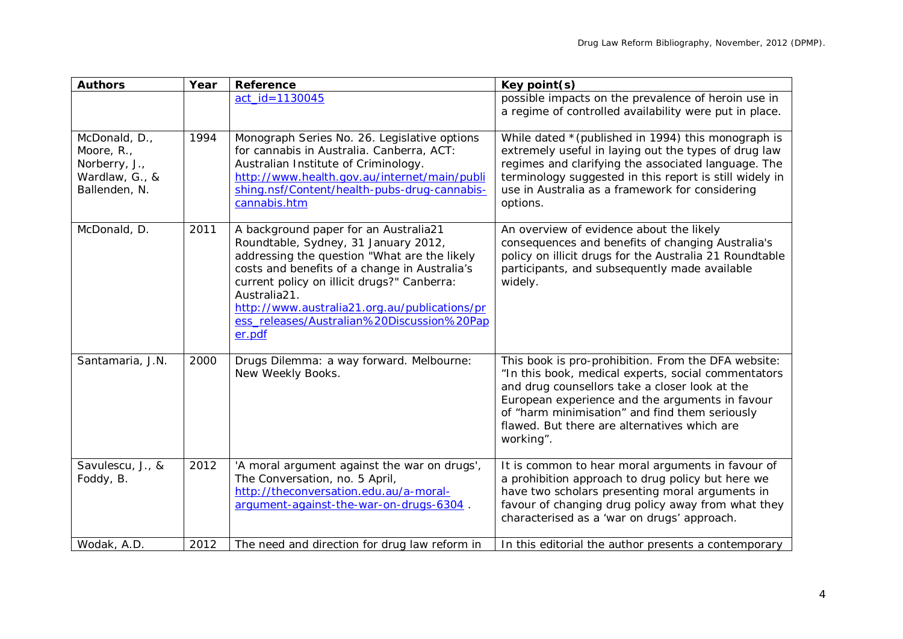| Authors | Year | Reference | Key point(s) |
| --- | --- | --- | --- |
| | | act_id=1130045 | possible impacts on the prevalence of heroin use in a regime of controlled availability were put in place. |
| McDonald, D., Moore, R., Norberry, J., Wardlaw, G., & Ballenden, N. | 1994 | Monograph Series No. 26. Legislative options for cannabis in Australia. Canberra, ACT: Australian Institute of Criminology. http://www.health.gov.au/internet/main/publishing.nsf/Content/health-pubs-drug-cannabis-cannabis.htm | While dated *(published in 1994) this monograph is extremely useful in laying out the types of drug law regimes and clarifying the associated language. The terminology suggested in this report is still widely in use in Australia as a framework for considering options. |
| McDonald, D. | 2011 | A background paper for an Australia21 Roundtable, Sydney, 31 January 2012, addressing the question "What are the likely costs and benefits of a change in Australia's current policy on illicit drugs?" Canberra: Australia21. http://www.australia21.org.au/publications/press_releases/Australian%20Discussion%20Paper.pdf | An overview of evidence about the likely consequences and benefits of changing Australia's policy on illicit drugs for the Australia 21 Roundtable participants, and subsequently made available widely. |
| Santamaria, J.N. | 2000 | Drugs Dilemma: a way forward. Melbourne: New Weekly Books. | This book is pro-prohibition. From the DFA website: "In this book, medical experts, social commentators and drug counsellors take a closer look at the European experience and the arguments in favour of "harm minimisation" and find them seriously flawed. But there are alternatives which are working". |
| Savulescu, J., & Foddy, B. | 2012 | 'A moral argument against the war on drugs', The Conversation, no. 5 April, http://theconversation.edu.au/a-moral-argument-against-the-war-on-drugs-6304 . | It is common to hear moral arguments in favour of a prohibition approach to drug policy but here we have two scholars presenting moral arguments in favour of changing drug policy away from what they characterised as a 'war on drugs' approach. |
| Wodak, A.D. | 2012 | The need and direction for drug law reform in | In this editorial the author presents a contemporary |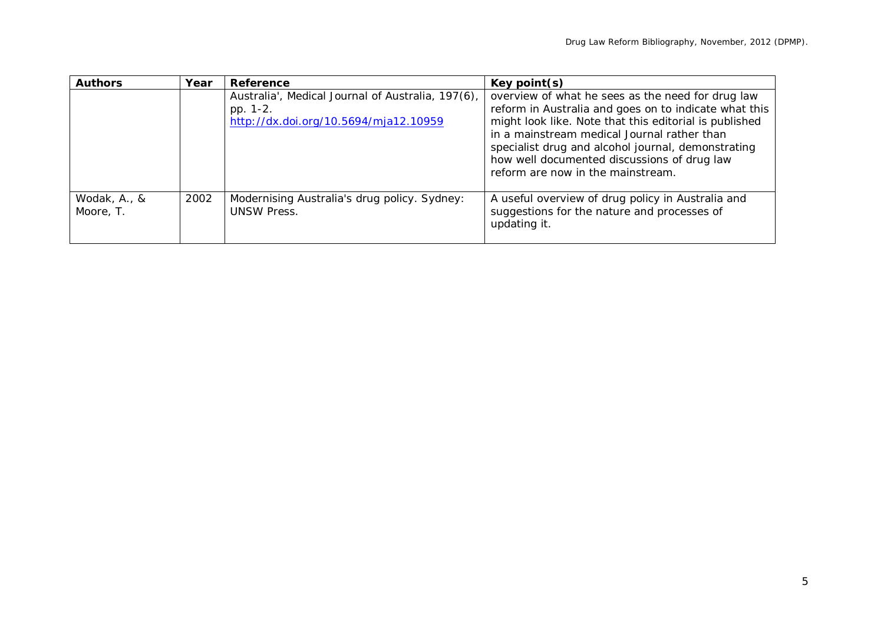| Authors | Year | Reference | Key point(s) |
|---|---|---|---|
| | | Australia', Medical Journal of Australia, 197(6), pp. 1-2. http://dx.doi.org/10.5694/mja12.10959 | overview of what he sees as the need for drug law reform in Australia and goes on to indicate what this might look like. Note that this editorial is published in a mainstream medical Journal rather than specialist drug and alcohol journal, demonstrating how well documented discussions of drug law reform are now in the mainstream. |
| Wodak, A., & Moore, T. | 2002 | Modernising Australia's drug policy. Sydney: UNSW Press. | A useful overview of drug policy in Australia and suggestions for the nature and processes of updating it. |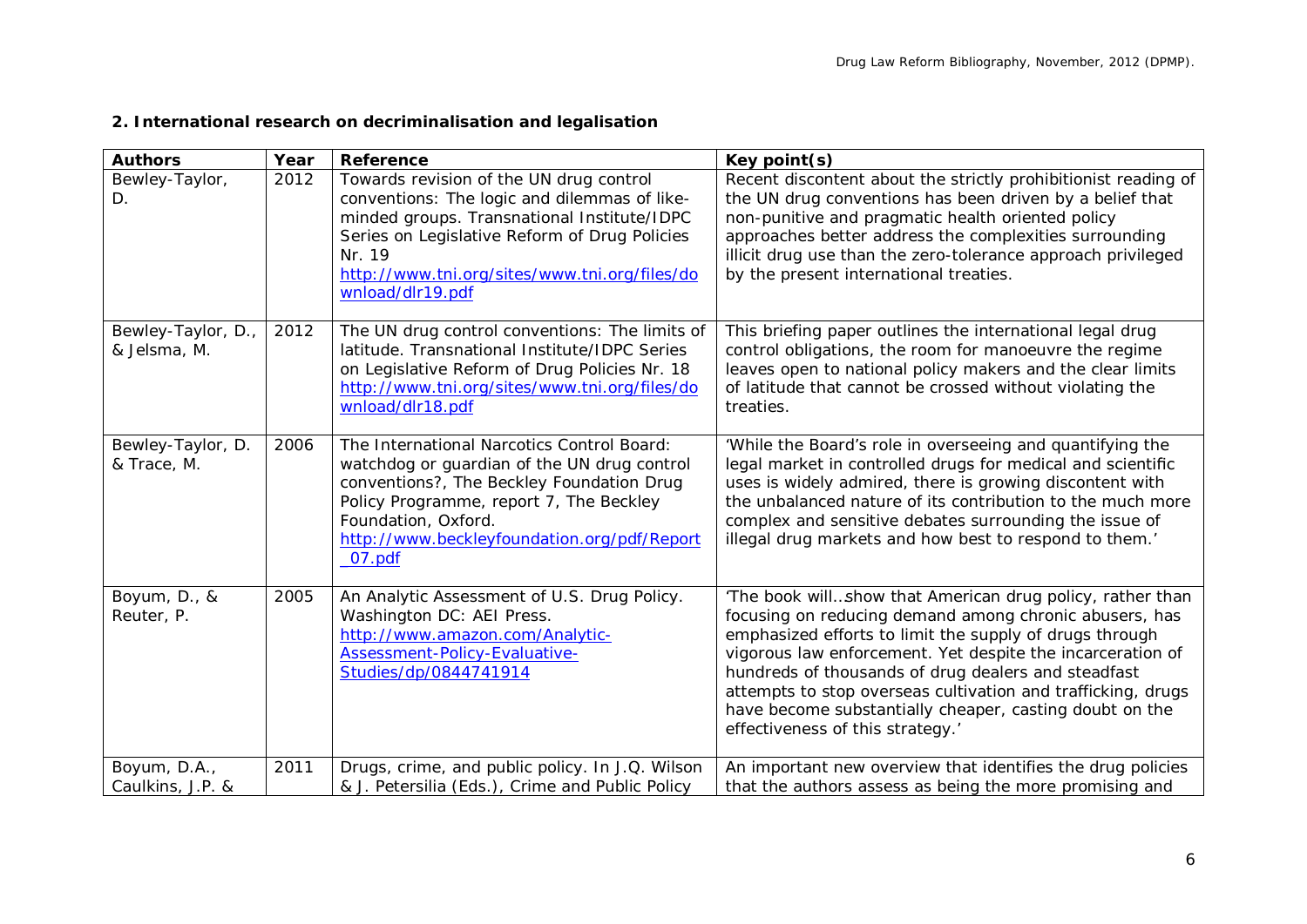**2. International research on decriminalisation and legalisation**

| Authors | Year | Reference | Key point(s) |
|---|---|---|---|
| Bewley-Taylor, D. | 2012 | Towards revision of the UN drug control conventions: The logic and dilemmas of like-minded groups. Transnational Institute/IDPC Series on Legislative Reform of Drug Policies Nr. 19 http://www.tni.org/sites/www.tni.org/files/download/dlr19.pdf | Recent discontent about the strictly prohibitionist reading of the UN drug conventions has been driven by a belief that non-punitive and pragmatic health oriented policy approaches better address the complexities surrounding illicit drug use than the zero-tolerance approach privileged by the present international treaties. |
| Bewley-Taylor, D., & Jelsma, M. | 2012 | The UN drug control conventions: The limits of latitude. Transnational Institute/IDPC Series on Legislative Reform of Drug Policies Nr. 18 http://www.tni.org/sites/www.tni.org/files/download/dlr18.pdf | This briefing paper outlines the international legal drug control obligations, the room for manoeuvre the regime leaves open to national policy makers and the clear limits of latitude that cannot be crossed without violating the treaties. |
| Bewley-Taylor, D. & Trace, M. | 2006 | The International Narcotics Control Board: watchdog or guardian of the UN drug control conventions?, The Beckley Foundation Drug Policy Programme, report 7, The Beckley Foundation, Oxford. http://www.beckleyfoundation.org/pdf/Report_07.pdf | 'While the Board's role in overseeing and quantifying the legal market in controlled drugs for medical and scientific uses is widely admired, there is growing discontent with the unbalanced nature of its contribution to the much more complex and sensitive debates surrounding the issue of illegal drug markets and how best to respond to them.' |
| Boyum, D., & Reuter, P. | 2005 | An Analytic Assessment of U.S. Drug Policy. Washington DC: AEI Press. http://www.amazon.com/Analytic-Assessment-Policy-Evaluative-Studies/dp/0844741914 | 'The book will...show that American drug policy, rather than focusing on reducing demand among chronic abusers, has emphasized efforts to limit the supply of drugs through vigorous law enforcement. Yet despite the incarceration of hundreds of thousands of drug dealers and steadfast attempts to stop overseas cultivation and trafficking, drugs have become substantially cheaper, casting doubt on the effectiveness of this strategy.' |
| Boyum, D.A., Caulkins, J.P. & | 2011 | Drugs, crime, and public policy. In J.Q. Wilson & J. Petersilia (Eds.), Crime and Public Policy | An important new overview that identifies the drug policies that the authors assess as being the more promising and |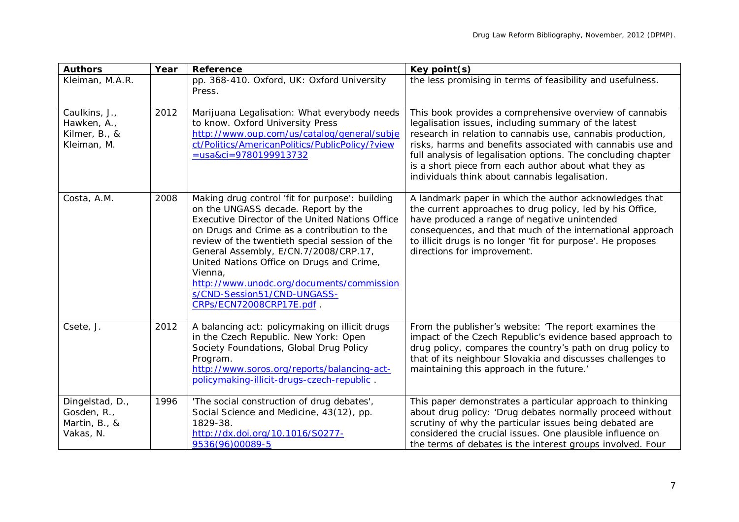| Authors | Year | Reference | Key point(s) |
|---|---|---|---|
| Kleiman, M.A.R. | | pp. 368-410. Oxford, UK: Oxford University Press. | the less promising in terms of feasibility and usefulness. |
| Caulkins, J., Hawken, A., Kilmer, B., & Kleiman, M. | 2012 | Marijuana Legalisation: What everybody needs to know. Oxford University Press http://www.oup.com/us/catalog/general/subject/Politics/AmericanPolitics/PublicPolicy/?view=usa&ci=9780199913732 | This book provides a comprehensive overview of cannabis legalisation issues, including summary of the latest research in relation to cannabis use, cannabis production, risks, harms and benefits associated with cannabis use and full analysis of legalisation options. The concluding chapter is a short piece from each author about what they as individuals think about cannabis legalisation. |
| Costa, A.M. | 2008 | Making drug control 'fit for purpose': building on the UNGASS decade. Report by the Executive Director of the United Nations Office on Drugs and Crime as a contribution to the review of the twentieth special session of the General Assembly, E/CN.7/2008/CRP.17, United Nations Office on Drugs and Crime, Vienna, http://www.unodc.org/documents/commissions/CND-Session51/CND-UNGASS-CRPs/ECN72008CRP17E.pdf . | A landmark paper in which the author acknowledges that the current approaches to drug policy, led by his Office, have produced a range of negative unintended consequences, and that much of the international approach to illicit drugs is no longer 'fit for purpose'. He proposes directions for improvement. |
| Csete, J. | 2012 | A balancing act: policymaking on illicit drugs in the Czech Republic. New York: Open Society Foundations, Global Drug Policy Program. http://www.soros.org/reports/balancing-act-policymaking-illicit-drugs-czech-republic . | From the publisher's website: 'The report examines the impact of the Czech Republic's evidence based approach to drug policy, compares the country's path on drug policy to that of its neighbour Slovakia and discusses challenges to maintaining this approach in the future.' |
| Dingelstad, D., Gosden, R., Martin, B., & Vakas, N. | 1996 | 'The social construction of drug debates', Social Science and Medicine, 43(12), pp. 1829-38. http://dx.doi.org/10.1016/S0277-9536(96)00089-5 | This paper demonstrates a particular approach to thinking about drug policy: 'Drug debates normally proceed without scrutiny of why the particular issues being debated are considered the crucial issues. One plausible influence on the terms of debates is the interest groups involved. Four |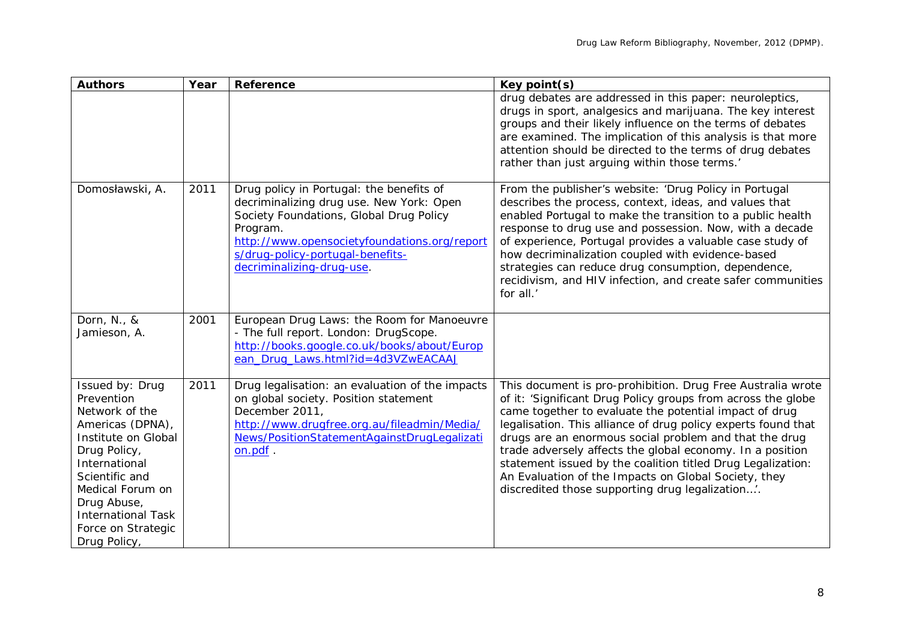| Authors | Year | Reference | Key point(s) |
|---|---|---|---|
| | | | drug debates are addressed in this paper: neuroleptics, drugs in sport, analgesics and marijuana. The key interest groups and their likely influence on the terms of debates are examined. The implication of this analysis is that more attention should be directed to the terms of drug debates rather than just arguing within those terms.' |
| Domosławski, A. | 2011 | Drug policy in Portugal: the benefits of decriminalizing drug use. New York: Open Society Foundations, Global Drug Policy Program. http://www.opensocietyfoundations.org/reports/drug-policy-portugal-benefits-decriminalizing-drug-use. | From the publisher's website: 'Drug Policy in Portugal describes the process, context, ideas, and values that enabled Portugal to make the transition to a public health response to drug use and possession. Now, with a decade of experience, Portugal provides a valuable case study of how decriminalization coupled with evidence-based strategies can reduce drug consumption, dependence, recidivism, and HIV infection, and create safer communities for all.' |
| Dorn, N., & Jamieson, A. | 2001 | European Drug Laws: the Room for Manoeuvre - The full report. London: DrugScope. http://books.google.co.uk/books/about/European_Drug_Laws.html?id=4d3VZwEACAAJ | |
| Issued by: Drug Prevention Network of the Americas (DPNA), Institute on Global Drug Policy, International Scientific and Medical Forum on Drug Abuse, International Task Force on Strategic Drug Policy, | 2011 | Drug legalisation: an evaluation of the impacts on global society. Position statement December 2011, http://www.drugfree.org.au/fileadmin/Media/News/PositionStatementAgainstDrugLegalization.pdf . | This document is pro-prohibition. Drug Free Australia wrote of it: 'Significant Drug Policy groups from across the globe came together to evaluate the potential impact of drug legalisation. This alliance of drug policy experts found that drugs are an enormous social problem and that the drug trade adversely affects the global economy. In a position statement issued by the coalition titled Drug Legalization: An Evaluation of the Impacts on Global Society, they discredited those supporting drug legalization…'. |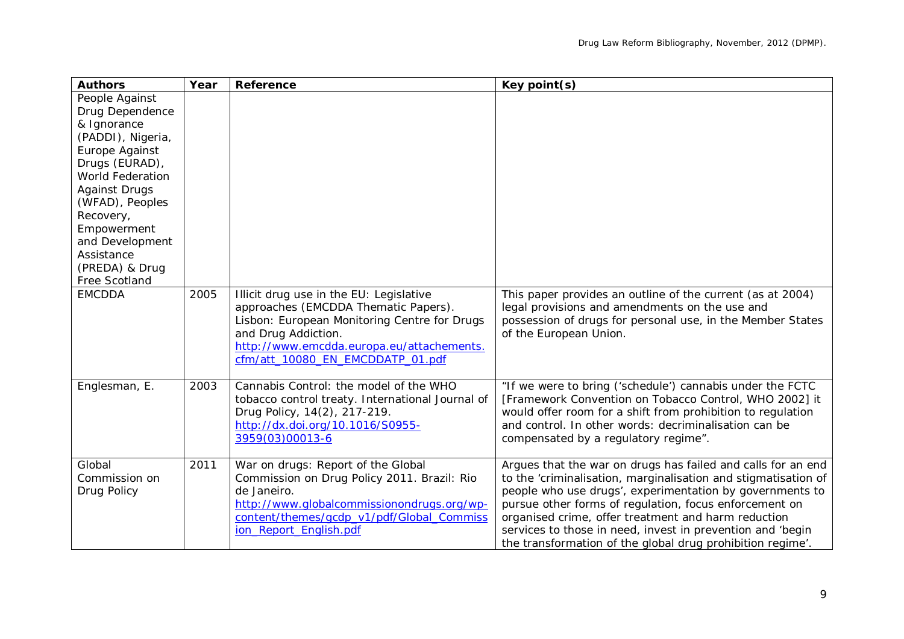| Authors | Year | Reference | Key point(s) |
|---|---|---|---|
| People Against Drug Dependence & Ignorance (PADDI), Nigeria, Europe Against Drugs (EURAD), World Federation Against Drugs (WFAD), Peoples Recovery, Empowerment and Development Assistance (PREDA) & Drug Free Scotland | | | |
| EMCDDA | 2005 | Illicit drug use in the EU: Legislative approaches (EMCDDA Thematic Papers). Lisbon: European Monitoring Centre for Drugs and Drug Addiction. http://www.emcdda.europa.eu/attachements.cfm/att_10080_EN_EMCDDATP_01.pdf | This paper provides an outline of the current (as at 2004) legal provisions and amendments on the use and possession of drugs for personal use, in the Member States of the European Union. |
| Englesman, E. | 2003 | Cannabis Control: the model of the WHO tobacco control treaty. International Journal of Drug Policy, 14(2), 217-219. http://dx.doi.org/10.1016/S0955-3959(03)00013-6 | "If we were to bring ('schedule') cannabis under the FCTC [Framework Convention on Tobacco Control, WHO 2002] it would offer room for a shift from prohibition to regulation and control. In other words: decriminalisation can be compensated by a regulatory regime". |
| Global Commission on Drug Policy | 2011 | War on drugs: Report of the Global Commission on Drug Policy 2011. Brazil: Rio de Janeiro. http://www.globalcommissionondrugs.org/wp-content/themes/gcdp_v1/pdf/Global_Commission_Report_English.pdf | Argues that the war on drugs has failed and calls for an end to the 'criminalisation, marginalisation and stigmatisation of people who use drugs', experimentation by governments to pursue other forms of regulation, focus enforcement on organised crime, offer treatment and harm reduction services to those in need, invest in prevention and 'begin the transformation of the global drug prohibition regime'. |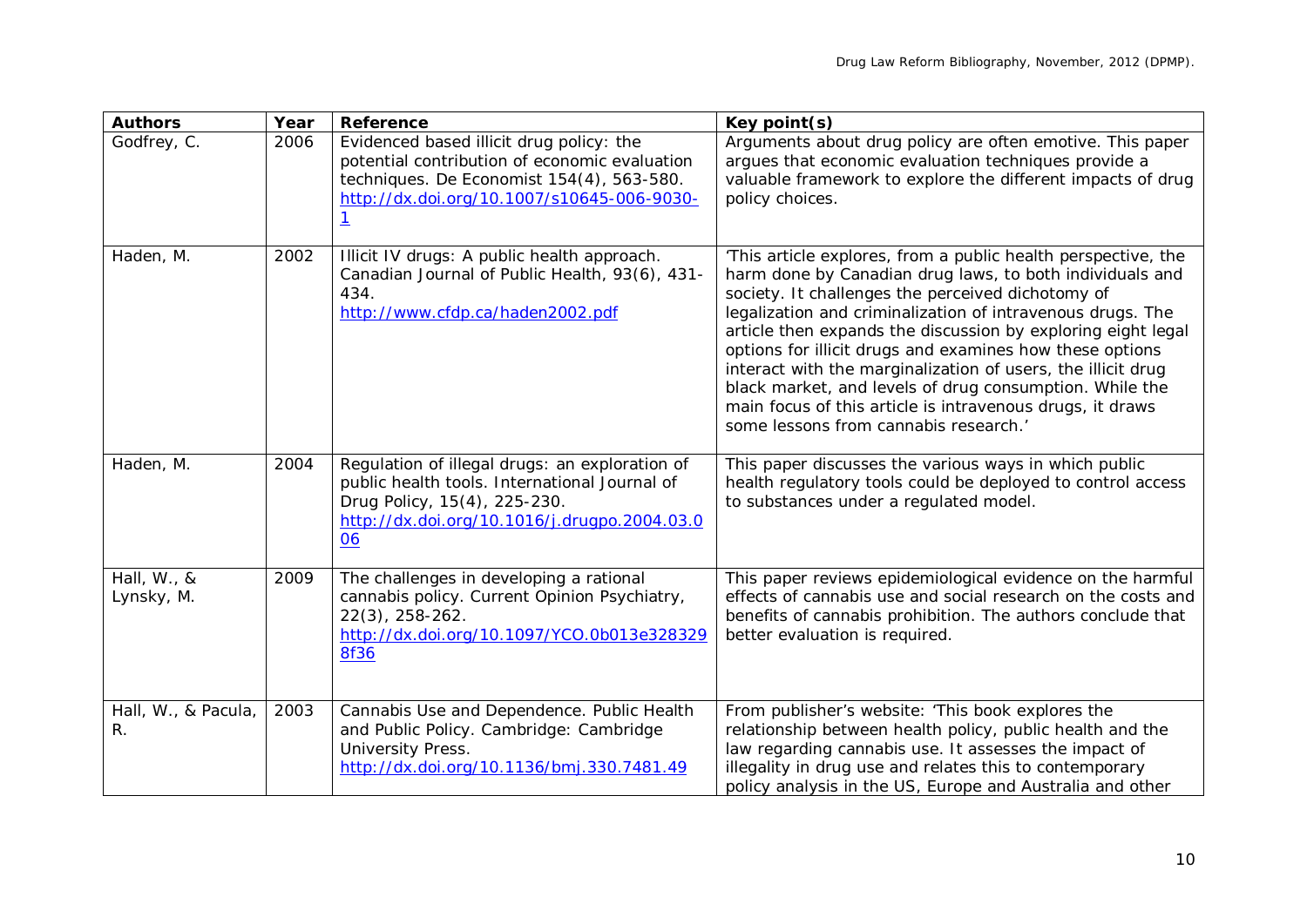| Authors | Year | Reference | Key point(s) |
|---|---|---|---|
| Godfrey, C. | 2006 | Evidenced based illicit drug policy: the potential contribution of economic evaluation techniques. De Economist 154(4), 563-580. http://dx.doi.org/10.1007/s10645-006-9030-1 | Arguments about drug policy are often emotive. This paper argues that economic evaluation techniques provide a valuable framework to explore the different impacts of drug policy choices. |
| Haden, M. | 2002 | Illicit IV drugs: A public health approach. Canadian Journal of Public Health, 93(6), 431-434. http://www.cfdp.ca/haden2002.pdf | 'This article explores, from a public health perspective, the harm done by Canadian drug laws, to both individuals and society. It challenges the perceived dichotomy of legalization and criminalization of intravenous drugs. The article then expands the discussion by exploring eight legal options for illicit drugs and examines how these options interact with the marginalization of users, the illicit drug black market, and levels of drug consumption. While the main focus of this article is intravenous drugs, it draws some lessons from cannabis research.' |
| Haden, M. | 2004 | Regulation of illegal drugs: an exploration of public health tools. International Journal of Drug Policy, 15(4), 225-230. http://dx.doi.org/10.1016/j.drugpo.2004.03.006 | This paper discusses the various ways in which public health regulatory tools could be deployed to control access to substances under a regulated model. |
| Hall, W., & Lynsky, M. | 2009 | The challenges in developing a rational cannabis policy. Current Opinion Psychiatry, 22(3), 258-262. http://dx.doi.org/10.1097/YCO.0b013e3283298f36 | This paper reviews epidemiological evidence on the harmful effects of cannabis use and social research on the costs and benefits of cannabis prohibition. The authors conclude that better evaluation is required. |
| Hall, W., & Pacula, R. | 2003 | Cannabis Use and Dependence. Public Health and Public Policy. Cambridge: Cambridge University Press. http://dx.doi.org/10.1136/bmj.330.7481.49 | From publisher's website: 'This book explores the relationship between health policy, public health and the law regarding cannabis use. It assesses the impact of illegality in drug use and relates this to contemporary policy analysis in the US, Europe and Australia and other |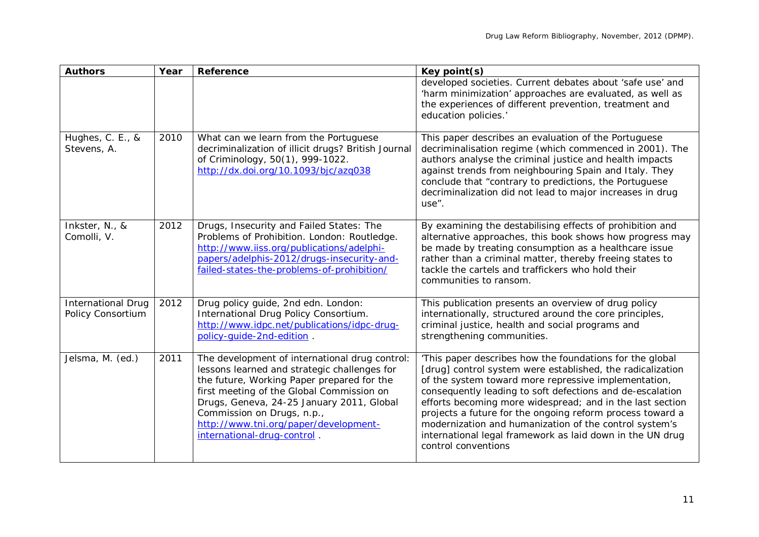| Authors | Year | Reference | Key point(s) |
| --- | --- | --- | --- |
| | | | developed societies. Current debates about 'safe use' and 'harm minimization' approaches are evaluated, as well as the experiences of different prevention, treatment and education policies.' |
| Hughes, C. E., & Stevens, A. | 2010 | What can we learn from the Portuguese decriminalization of illicit drugs? British Journal of Criminology, 50(1), 999-1022. http://dx.doi.org/10.1093/bjc/azq038 | This paper describes an evaluation of the Portuguese decriminalisation regime (which commenced in 2001). The authors analyse the criminal justice and health impacts against trends from neighbouring Spain and Italy. They conclude that "contrary to predictions, the Portuguese decriminalization did not lead to major increases in drug use". |
| Inkster, N., & Comolli, V. | 2012 | Drugs, Insecurity and Failed States: The Problems of Prohibition. London: Routledge. http://www.iiss.org/publications/adelphi-papers/adelphis-2012/drugs-insecurity-and-failed-states-the-problems-of-prohibition/ | By examining the destabilising effects of prohibition and alternative approaches, this book shows how progress may be made by treating consumption as a healthcare issue rather than a criminal matter, thereby freeing states to tackle the cartels and traffickers who hold their communities to ransom. |
| International Drug Policy Consortium | 2012 | Drug policy guide, 2nd edn. London: International Drug Policy Consortium. http://www.idpc.net/publications/idpc-drug-policy-guide-2nd-edition . | This publication presents an overview of drug policy internationally, structured around the core principles, criminal justice, health and social programs and strengthening communities. |
| Jelsma, M. (ed.) | 2011 | The development of international drug control: lessons learned and strategic challenges for the future, Working Paper prepared for the first meeting of the Global Commission on Drugs, Geneva, 24-25 January 2011, Global Commission on Drugs, n.p., http://www.tni.org/paper/development-international-drug-control . | 'This paper describes how the foundations for the global [drug] control system were established, the radicalization of the system toward more repressive implementation, consequently leading to soft defections and de-escalation efforts becoming more widespread; and in the last section projects a future for the ongoing reform process toward a modernization and humanization of the control system's international legal framework as laid down in the UN drug control conventions |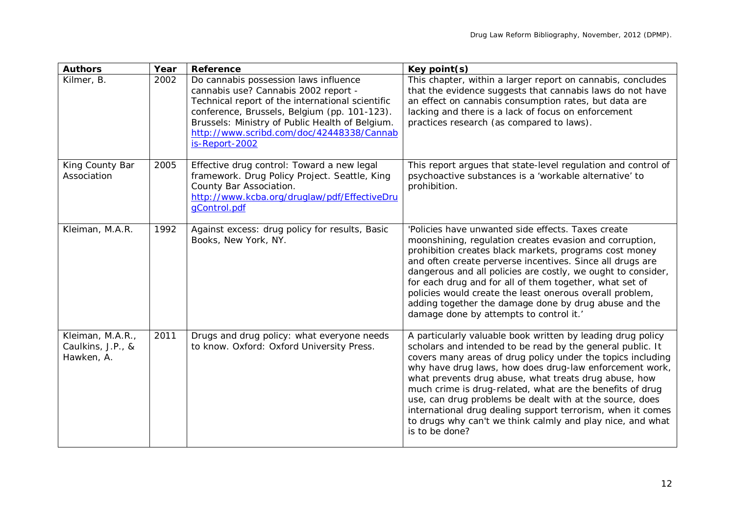| Authors | Year | Reference | Key point(s) |
|---|---|---|---|
| Kilmer, B. | 2002 | Do cannabis possession laws influence cannabis use? Cannabis 2002 report - Technical report of the international scientific conference, Brussels, Belgium (pp. 101-123). Brussels: Ministry of Public Health of Belgium. http://www.scribd.com/doc/42448338/Cannabis-Report-2002 | This chapter, within a larger report on cannabis, concludes that the evidence suggests that cannabis laws do not have an effect on cannabis consumption rates, but data are lacking and there is a lack of focus on enforcement practices research (as compared to laws). |
| King County Bar Association | 2005 | Effective drug control: Toward a new legal framework. Drug Policy Project. Seattle, King County Bar Association. http://www.kcba.org/druglaw/pdf/EffectiveDrugControl.pdf | This report argues that state-level regulation and control of psychoactive substances is a 'workable alternative' to prohibition. |
| Kleiman, M.A.R. | 1992 | Against excess: drug policy for results, Basic Books, New York, NY. | 'Policies have unwanted side effects. Taxes create moonshining, regulation creates evasion and corruption, prohibition creates black markets, programs cost money and often create perverse incentives. Since all drugs are dangerous and all policies are costly, we ought to consider, for each drug and for all of them together, what set of policies would create the least onerous overall problem, adding together the damage done by drug abuse and the damage done by attempts to control it.' |
| Kleiman, M.A.R., Caulkins, J.P., & Hawken, A. | 2011 | Drugs and drug policy: what everyone needs to know. Oxford: Oxford University Press. | A particularly valuable book written by leading drug policy scholars and intended to be read by the general public. It covers many areas of drug policy under the topics including why have drug laws, how does drug-law enforcement work, what prevents drug abuse, what treats drug abuse, how much crime is drug-related, what are the benefits of drug use, can drug problems be dealt with at the source, does international drug dealing support terrorism, when it comes to drugs why can't we think calmly and play nice, and what is to be done? |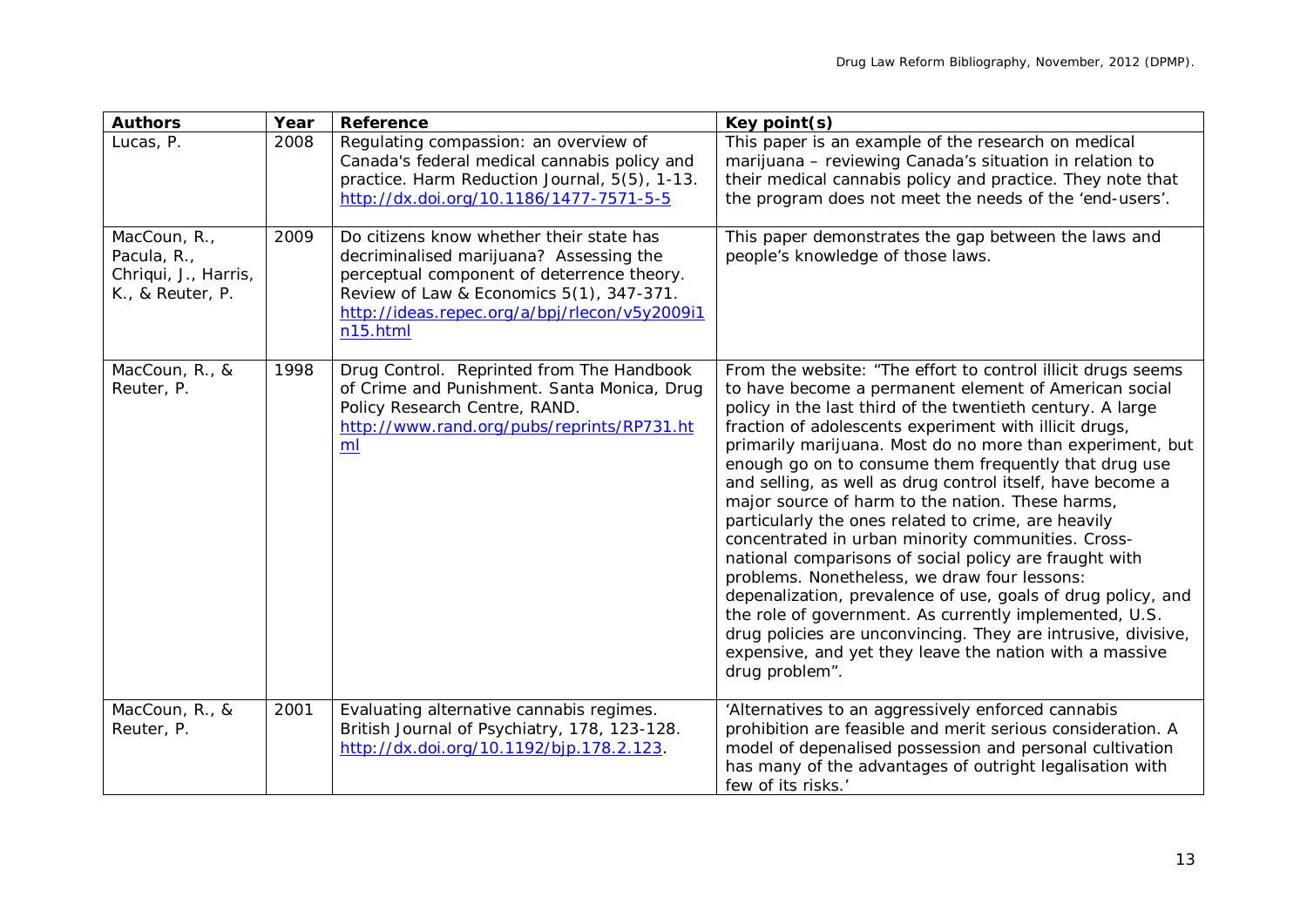| Authors | Year | Reference | Key point(s) |
|---|---|---|---|
| Lucas, P. | 2008 | Regulating compassion: an overview of Canada's federal medical cannabis policy and practice. Harm Reduction Journal, 5(5), 1-13. http://dx.doi.org/10.1186/1477-7571-5-5 | This paper is an example of the research on medical marijuana – reviewing Canada's situation in relation to their medical cannabis policy and practice. They note that the program does not meet the needs of the 'end-users'. |
| MacCoun, R., Pacula, R., Chriqui, J., Harris, K., & Reuter, P. | 2009 | Do citizens know whether their state has decriminalised marijuana? Assessing the perceptual component of deterrence theory. Review of Law & Economics 5(1), 347-371. http://ideas.repec.org/a/bpj/rlecon/v5y2009i1n15.html | This paper demonstrates the gap between the laws and people's knowledge of those laws. |
| MacCoun, R., & Reuter, P. | 1998 | Drug Control. Reprinted from The Handbook of Crime and Punishment. Santa Monica, Drug Policy Research Centre, RAND. http://www.rand.org/pubs/reprints/RP731.html | From the website: "The effort to control illicit drugs seems to have become a permanent element of American social policy in the last third of the twentieth century. A large fraction of adolescents experiment with illicit drugs, primarily marijuana. Most do no more than experiment, but enough go on to consume them frequently that drug use and selling, as well as drug control itself, have become a major source of harm to the nation. These harms, particularly the ones related to crime, are heavily concentrated in urban minority communities. Cross-national comparisons of social policy are fraught with problems. Nonetheless, we draw four lessons: depenalization, prevalence of use, goals of drug policy, and the role of government. As currently implemented, U.S. drug policies are unconvincing. They are intrusive, divisive, expensive, and yet they leave the nation with a massive drug problem". |
| MacCoun, R., & Reuter, P. | 2001 | Evaluating alternative cannabis regimes. British Journal of Psychiatry, 178, 123-128. http://dx.doi.org/10.1192/bjp.178.2.123. | 'Alternatives to an aggressively enforced cannabis prohibition are feasible and merit serious consideration. A model of depenalised possession and personal cultivation has many of the advantages of outright legalisation with few of its risks.' |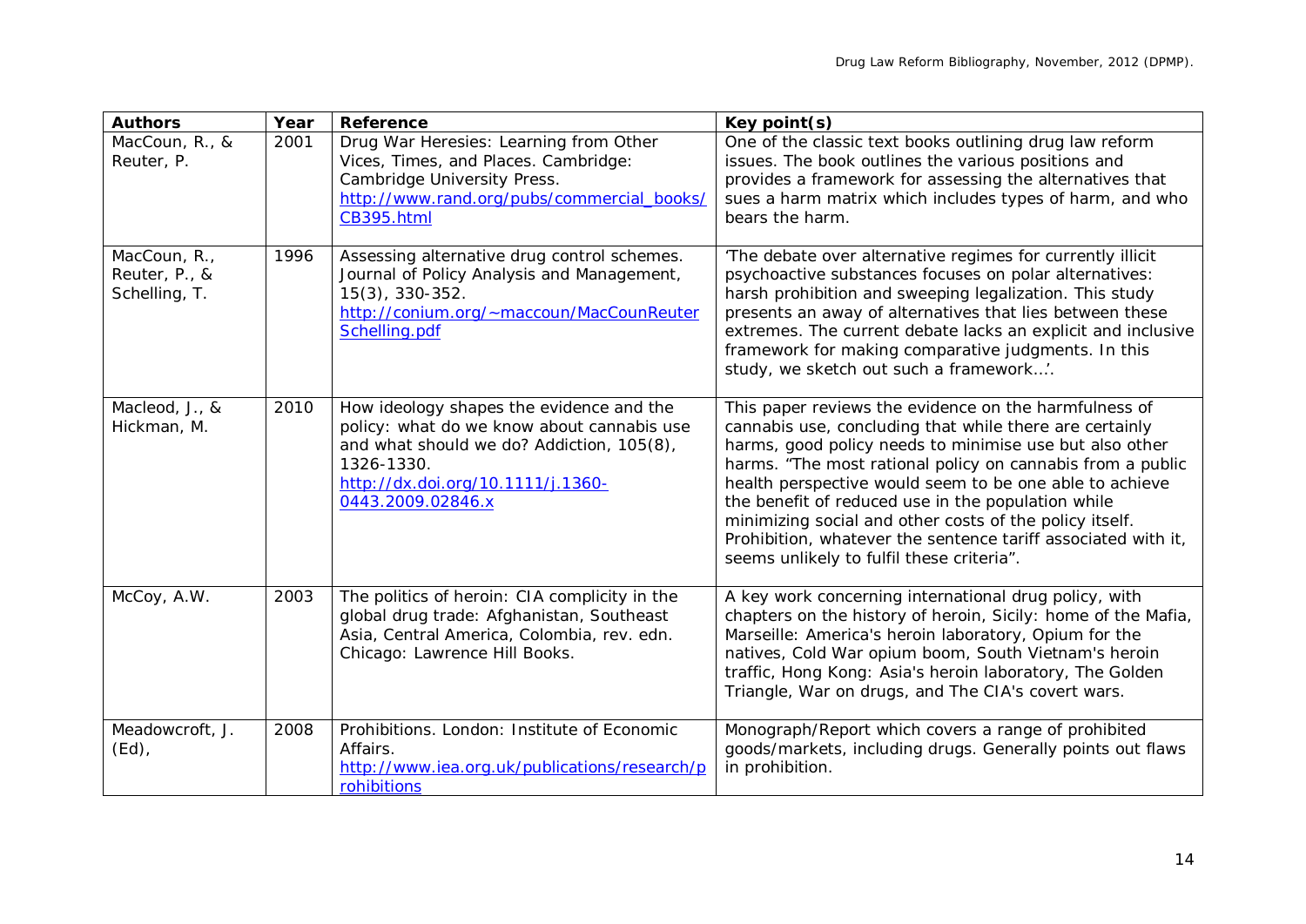| Authors | Year | Reference | Key point(s) |
|---|---|---|---|
| MacCoun, R., & Reuter, P. | 2001 | Drug War Heresies: Learning from Other Vices, Times, and Places. Cambridge: Cambridge University Press. http://www.rand.org/pubs/commercial_books/CB395.html | One of the classic text books outlining drug law reform issues. The book outlines the various positions and provides a framework for assessing the alternatives that sues a harm matrix which includes types of harm, and who bears the harm. |
| MacCoun, R., Reuter, P., & Schelling, T. | 1996 | Assessing alternative drug control schemes. Journal of Policy Analysis and Management, 15(3), 330-352. http://conium.org/~maccoun/MacCounReuterSchelling.pdf | 'The debate over alternative regimes for currently illicit psychoactive substances focuses on polar alternatives: harsh prohibition and sweeping legalization. This study presents an away of alternatives that lies between these extremes. The current debate lacks an explicit and inclusive framework for making comparative judgments. In this study, we sketch out such a framework…'. |
| Macleod, J., & Hickman, M. | 2010 | How ideology shapes the evidence and the policy: what do we know about cannabis use and what should we do? Addiction, 105(8), 1326-1330. http://dx.doi.org/10.1111/j.1360-0443.2009.02846.x | This paper reviews the evidence on the harmfulness of cannabis use, concluding that while there are certainly harms, good policy needs to minimise use but also other harms. "The most rational policy on cannabis from a public health perspective would seem to be one able to achieve the benefit of reduced use in the population while minimizing social and other costs of the policy itself. Prohibition, whatever the sentence tariff associated with it, seems unlikely to fulfil these criteria". |
| McCoy, A.W. | 2003 | The politics of heroin: CIA complicity in the global drug trade: Afghanistan, Southeast Asia, Central America, Colombia, rev. edn. Chicago: Lawrence Hill Books. | A key work concerning international drug policy, with chapters on the history of heroin, Sicily: home of the Mafia, Marseille: America's heroin laboratory, Opium for the natives, Cold War opium boom, South Vietnam's heroin traffic, Hong Kong: Asia's heroin laboratory, The Golden Triangle, War on drugs, and The CIA's covert wars. |
| Meadowcroft, J. (Ed), | 2008 | Prohibitions. London: Institute of Economic Affairs. http://www.iea.org.uk/publications/research/prohibitions | Monograph/Report which covers a range of prohibited goods/markets, including drugs. Generally points out flaws in prohibition. |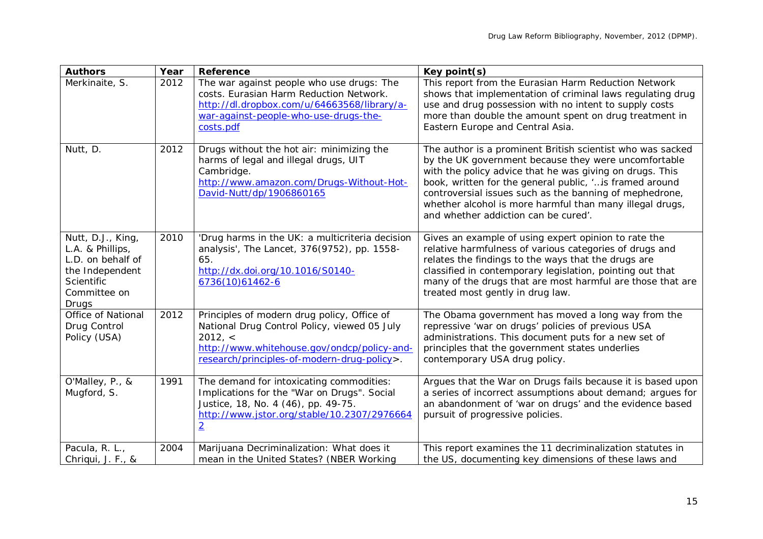| Authors | Year | Reference | Key point(s) |
|---|---|---|---|
| Merkinaite, S. | 2012 | The war against people who use drugs: The costs. Eurasian Harm Reduction Network. http://dl.dropbox.com/u/64663568/library/a-war-against-people-who-use-drugs-the-costs.pdf | This report from the Eurasian Harm Reduction Network shows that implementation of criminal laws regulating drug use and drug possession with no intent to supply costs more than double the amount spent on drug treatment in Eastern Europe and Central Asia. |
| Nutt, D. | 2012 | Drugs without the hot air: minimizing the harms of legal and illegal drugs, UIT Cambridge. http://www.amazon.com/Drugs-Without-Hot-David-Nutt/dp/1906860165 | The author is a prominent British scientist who was sacked by the UK government because they were uncomfortable with the policy advice that he was giving on drugs. This book, written for the general public, '..is framed around controversial issues such as the banning of mephedrone, whether alcohol is more harmful than many illegal drugs, and whether addiction can be cured'. |
| Nutt, D.J., King, L.A. & Phillips, L.D. on behalf of the Independent Scientific Committee on Drugs | 2010 | 'Drug harms in the UK: a multicriteria decision analysis', The Lancet, 376(9752), pp. 1558-65. http://dx.doi.org/10.1016/S0140-6736(10)61462-6 | Gives an example of using expert opinion to rate the relative harmfulness of various categories of drugs and relates the findings to the ways that the drugs are classified in contemporary legislation, pointing out that many of the drugs that are most harmful are those that are treated most gently in drug law. |
| Office of National Drug Control Policy (USA) | 2012 | Principles of modern drug policy, Office of National Drug Control Policy, viewed 05 July 2012, < http://www.whitehouse.gov/ondcp/policy-and-research/principles-of-modern-drug-policy>. | The Obama government has moved a long way from the repressive 'war on drugs' policies of previous USA administrations. This document puts for a new set of principles that the government states underlies contemporary USA drug policy. |
| O'Malley, P., & Mugford, S. | 1991 | The demand for intoxicating commodities: Implications for the "War on Drugs". Social Justice, 18, No. 4 (46), pp. 49-75. http://www.jstor.org/stable/10.2307/29766642 | Argues that the War on Drugs fails because it is based upon a series of incorrect assumptions about demand; argues for an abandonment of 'war on drugs' and the evidence based pursuit of progressive policies. |
| Pacula, R. L., Chriqui, J. F., & | 2004 | Marijuana Decriminalization: What does it mean in the United States? (NBER Working | This report examines the 11 decriminalization statutes in the US, documenting key dimensions of these laws and |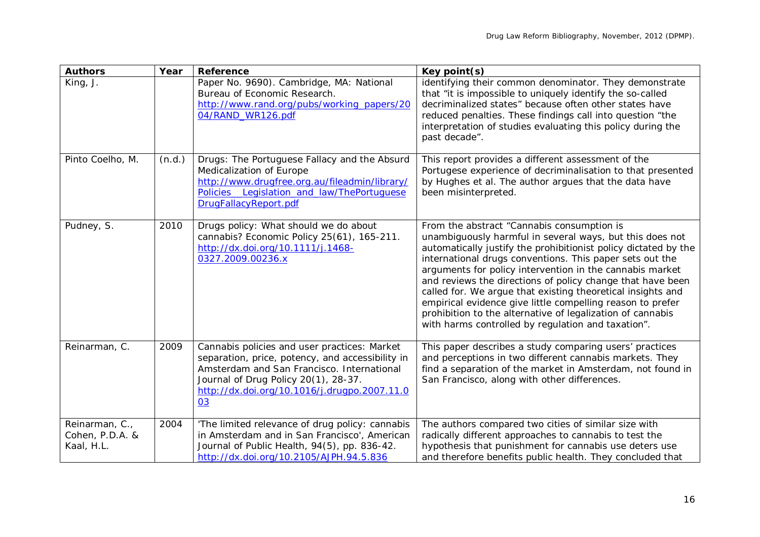| Authors | Year | Reference | Key point(s) |
|---|---|---|---|
| King, J. | | Paper No. 9690). Cambridge, MA: National Bureau of Economic Research. http://www.rand.org/pubs/working_papers/2004/RAND_WR126.pdf | identifying their common denominator. They demonstrate that "it is impossible to uniquely identify the so-called decriminalized states" because often other states have reduced penalties. These findings call into question "the interpretation of studies evaluating this policy during the past decade". |
| Pinto Coelho, M. | (n.d.) | Drugs: The Portuguese Fallacy and the Absurd Medicalization of Europe http://www.drugfree.org.au/fileadmin/library/Policies_Legislation_and_law/ThePortugueseDrugFallacyReport.pdf | This report provides a different assessment of the Portugese experience of decriminalisation to that presented by Hughes et al. The author argues that the data have been misinterpreted. |
| Pudney, S. | 2010 | Drugs policy: What should we do about cannabis? Economic Policy 25(61), 165-211. http://dx.doi.org/10.1111/j.1468-0327.2009.00236.x | From the abstract "Cannabis consumption is unambiguously harmful in several ways, but this does not automatically justify the prohibitionist policy dictated by the international drugs conventions. This paper sets out the arguments for policy intervention in the cannabis market and reviews the directions of policy change that have been called for. We argue that existing theoretical insights and empirical evidence give little compelling reason to prefer prohibition to the alternative of legalization of cannabis with harms controlled by regulation and taxation". |
| Reinarman, C. | 2009 | Cannabis policies and user practices: Market separation, price, potency, and accessibility in Amsterdam and San Francisco. International Journal of Drug Policy 20(1), 28-37. http://dx.doi.org/10.1016/j.drugpo.2007.11.003 | This paper describes a study comparing users' practices and perceptions in two different cannabis markets. They find a separation of the market in Amsterdam, not found in San Francisco, along with other differences. |
| Reinarman, C., Cohen, P.D.A. & Kaal, H.L. | 2004 | 'The limited relevance of drug policy: cannabis in Amsterdam and in San Francisco', American Journal of Public Health, 94(5), pp. 836-42. http://dx.doi.org/10.2105/AJPH.94.5.836 | The authors compared two cities of similar size with radically different approaches to cannabis to test the hypothesis that punishment for cannabis use deters use and therefore benefits public health. They concluded that |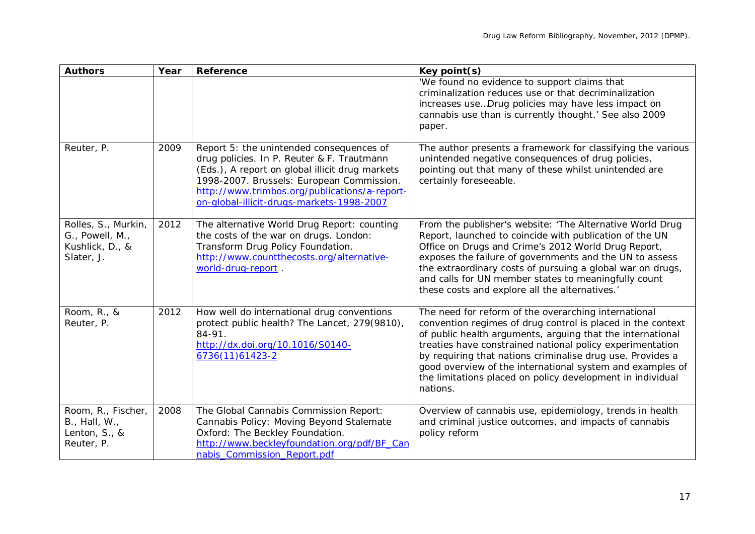| Authors | Year | Reference | Key point(s) |
| --- | --- | --- | --- |
| | | | 'We found no evidence to support claims that criminalization reduces use or that decriminalization increases use…Drug policies may have less impact on cannabis use than is currently thought.' See also 2009 paper. |
| Reuter, P. | 2009 | Report 5: the unintended consequences of drug policies. In P. Reuter & F. Trautmann (Eds.), A report on global illicit drug markets 1998-2007. Brussels: European Commission. http://www.trimbos.org/publications/a-report-on-global-illicit-drugs-markets-1998-2007 | The author presents a framework for classifying the various unintended negative consequences of drug policies, pointing out that many of these whilst unintended are certainly foreseeable. |
| Rolles, S., Murkin, G., Powell, M., Kushlick, D., & Slater, J. | 2012 | The alternative World Drug Report: counting the costs of the war on drugs. London: Transform Drug Policy Foundation. http://www.countthecosts.org/alternative-world-drug-report . | From the publisher's website: 'The Alternative World Drug Report, launched to coincide with publication of the UN Office on Drugs and Crime's 2012 World Drug Report, exposes the failure of governments and the UN to assess the extraordinary costs of pursuing a global war on drugs, and calls for UN member states to meaningfully count these costs and explore all the alternatives.' |
| Room, R., & Reuter, P. | 2012 | How well do international drug conventions protect public health? The Lancet, 279(9810), 84-91. http://dx.doi.org/10.1016/S0140-6736(11)61423-2 | The need for reform of the overarching international convention regimes of drug control is placed in the context of public health arguments, arguing that the international treaties have constrained national policy experimentation by requiring that nations criminalise drug use. Provides a good overview of the international system and examples of the limitations placed on policy development in individual nations. |
| Room, R., Fischer, B., Hall, W., Lenton, S., & Reuter, P. | 2008 | The Global Cannabis Commission Report: Cannabis Policy: Moving Beyond Stalemate Oxford: The Beckley Foundation. http://www.beckleyfoundation.org/pdf/BF_Cannabis_Commission_Report.pdf | Overview of cannabis use, epidemiology, trends in health and criminal justice outcomes, and impacts of cannabis policy reform |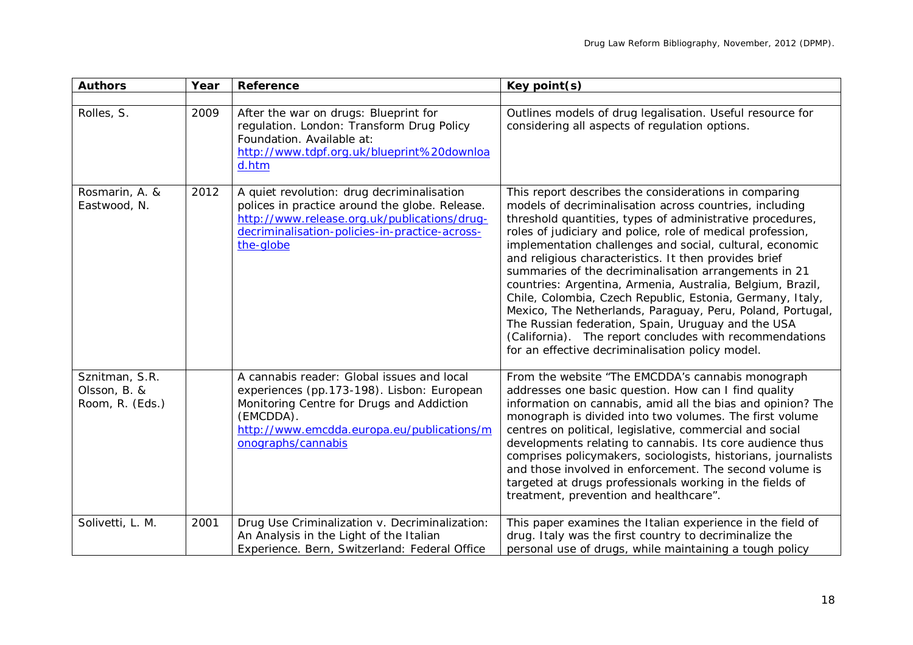| Authors | Year | Reference | Key point(s) |
|---|---|---|---|
| | | | |
| Rolles, S. | 2009 | After the war on drugs: Blueprint for regulation. London: Transform Drug Policy Foundation. Available at: http://www.tdpf.org.uk/blueprint%20download.htm | Outlines models of drug legalisation. Useful resource for considering all aspects of regulation options. |
| Rosmarin, A. & Eastwood, N. | 2012 | A quiet revolution: drug decriminalisation polices in practice around the globe. Release. http://www.release.org.uk/publications/drug-decriminalisation-policies-in-practice-across-the-globe | This report describes the considerations in comparing models of decriminalisation across countries, including threshold quantities, types of administrative procedures, roles of judiciary and police, role of medical profession, implementation challenges and social, cultural, economic and religious characteristics. It then provides brief summaries of the decriminalisation arrangements in 21 countries: Argentina, Armenia, Australia, Belgium, Brazil, Chile, Colombia, Czech Republic, Estonia, Germany, Italy, Mexico, The Netherlands, Paraguay, Peru, Poland, Portugal, The Russian federation, Spain, Uruguay and the USA (California). The report concludes with recommendations for an effective decriminalisation policy model. |
| Sznitman, S.R. Olsson, B. & Room, R. (Eds.) | | A cannabis reader: Global issues and local experiences (pp.173-198). Lisbon: European Monitoring Centre for Drugs and Addiction (EMCDDA). http://www.emcdda.europa.eu/publications/monographs/cannabis | From the website "The EMCDDA's cannabis monograph addresses one basic question. How can I find quality information on cannabis, amid all the bias and opinion? The monograph is divided into two volumes. The first volume centres on political, legislative, commercial and social developments relating to cannabis. Its core audience thus comprises policymakers, sociologists, historians, journalists and those involved in enforcement. The second volume is targeted at drugs professionals working in the fields of treatment, prevention and healthcare". |
| Solivetti, L. M. | 2001 | Drug Use Criminalization v. Decriminalization: An Analysis in the Light of the Italian Experience. Bern, Switzerland: Federal Office | This paper examines the Italian experience in the field of drug. Italy was the first country to decriminalize the personal use of drugs, while maintaining a tough policy |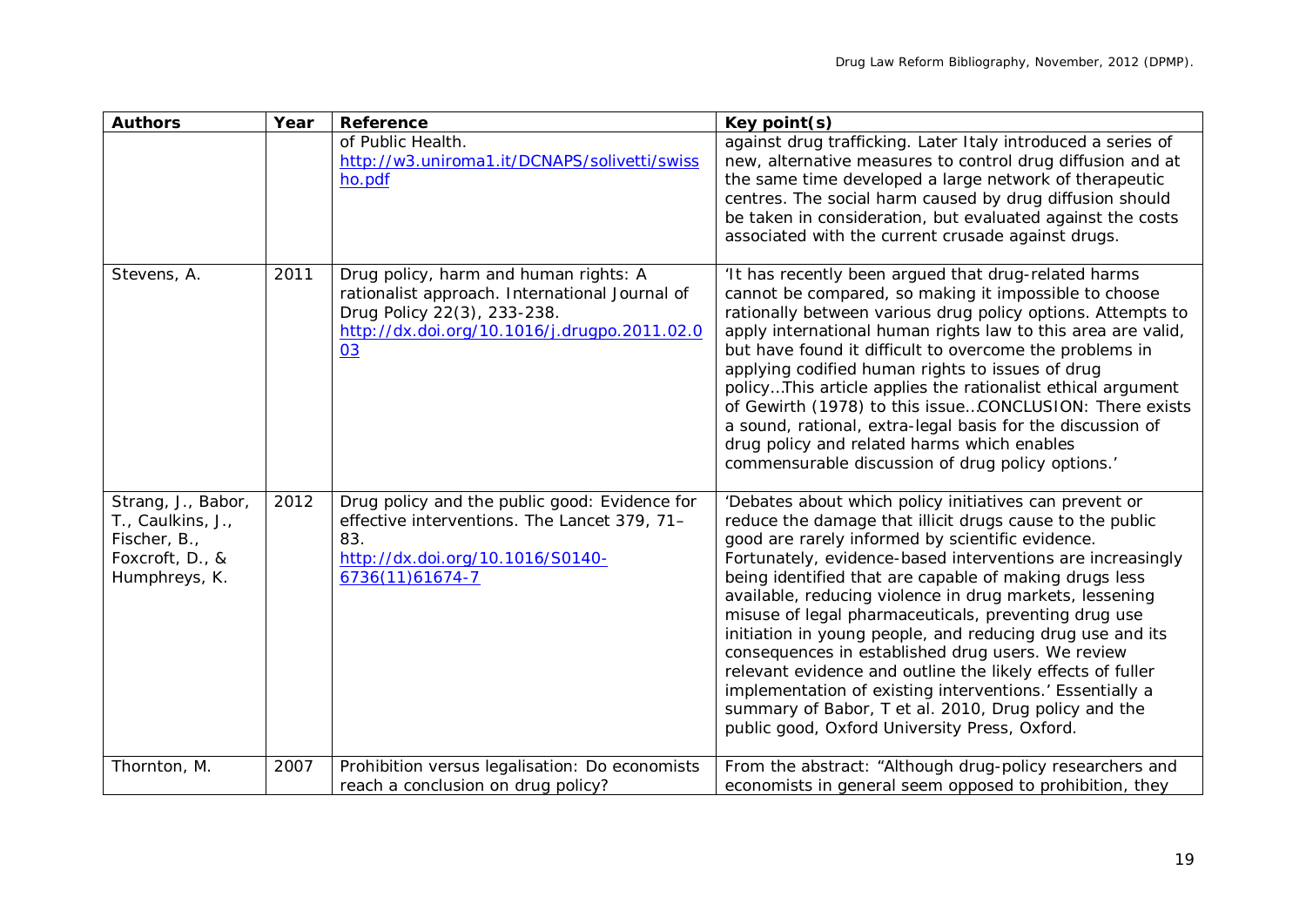| Authors | Year | Reference | Key point(s) |
|---|---|---|---|
| | | of Public Health. http://w3.uniroma1.it/DCNAPS/solivetti/swissho.pdf | against drug trafficking. Later Italy introduced a series of new, alternative measures to control drug diffusion and at the same time developed a large network of therapeutic centres. The social harm caused by drug diffusion should be taken in consideration, but evaluated against the costs associated with the current crusade against drugs. |
| Stevens, A. | 2011 | Drug policy, harm and human rights: A rationalist approach. International Journal of Drug Policy 22(3), 233-238. http://dx.doi.org/10.1016/j.drugpo.2011.02.003 | 'It has recently been argued that drug-related harms cannot be compared, so making it impossible to choose rationally between various drug policy options. Attempts to apply international human rights law to this area are valid, but have found it difficult to overcome the problems in applying codified human rights to issues of drug policy…This article applies the rationalist ethical argument of Gewirth (1978) to this issue…CONCLUSION: There exists a sound, rational, extra-legal basis for the discussion of drug policy and related harms which enables commensurable discussion of drug policy options.' |
| Strang, J., Babor, T., Caulkins, J., Fischer, B., Foxcroft, D., & Humphreys, K. | 2012 | Drug policy and the public good: Evidence for effective interventions. The Lancet 379, 71–83. http://dx.doi.org/10.1016/S0140-6736(11)61674-7 | 'Debates about which policy initiatives can prevent or reduce the damage that illicit drugs cause to the public good are rarely informed by scientific evidence. Fortunately, evidence-based interventions are increasingly being identified that are capable of making drugs less available, reducing violence in drug markets, lessening misuse of legal pharmaceuticals, preventing drug use initiation in young people, and reducing drug use and its consequences in established drug users. We review relevant evidence and outline the likely effects of fuller implementation of existing interventions.' Essentially a summary of Babor, T et al. 2010, Drug policy and the public good, Oxford University Press, Oxford. |
| Thornton, M. | 2007 | Prohibition versus legalisation: Do economists reach a conclusion on drug policy? | From the abstract: "Although drug-policy researchers and economists in general seem opposed to prohibition, they |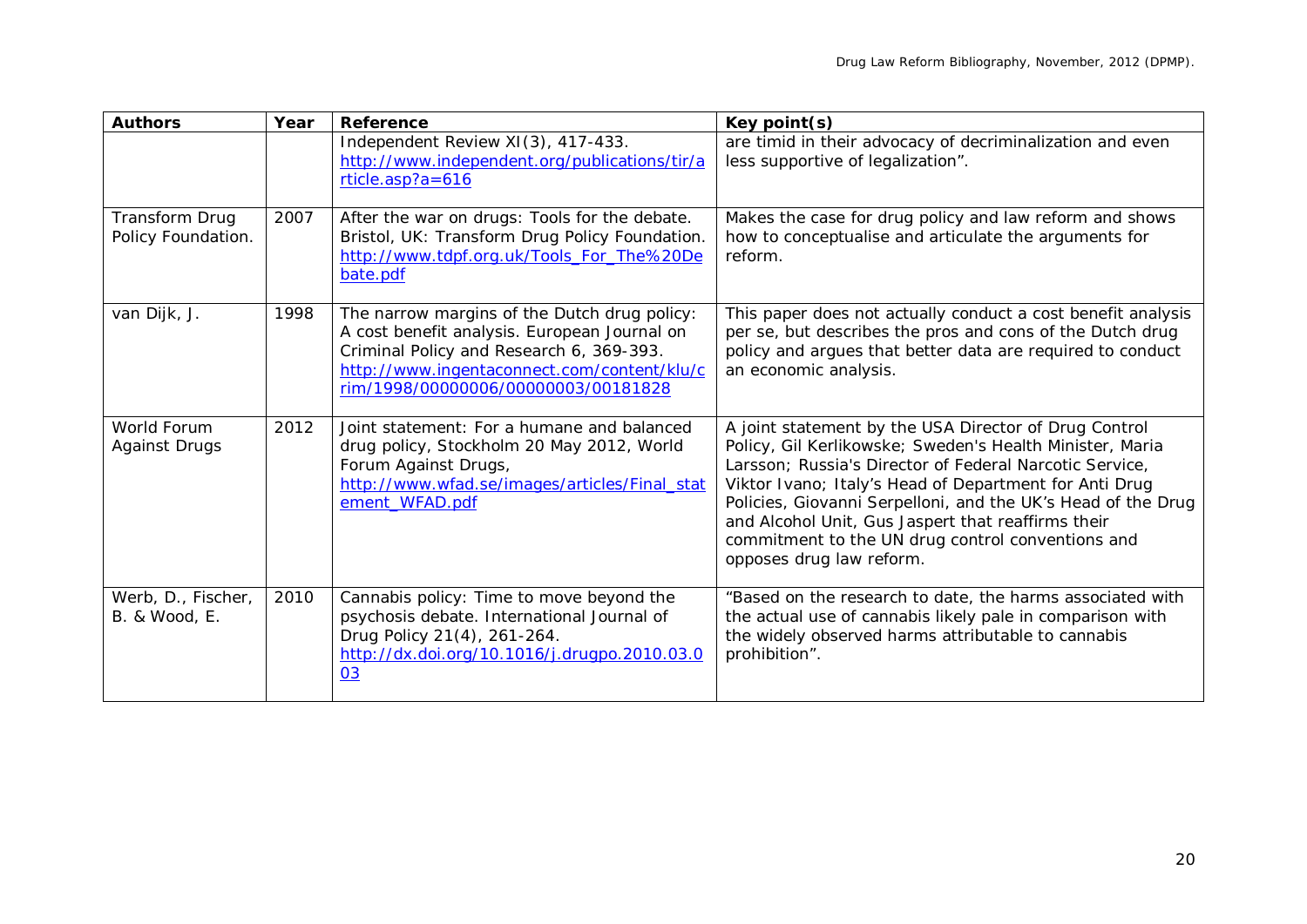| Authors | Year | Reference | Key point(s) |
| --- | --- | --- | --- |
| | | Independent Review XI(3), 417-433. http://www.independent.org/publications/tir/article.asp?a=616 | are timid in their advocacy of decriminalization and even less supportive of legalization". |
| Transform Drug Policy Foundation. | 2007 | After the war on drugs: Tools for the debate. Bristol, UK: Transform Drug Policy Foundation. http://www.tdpf.org.uk/Tools_For_The%20Debate.pdf | Makes the case for drug policy and law reform and shows how to conceptualise and articulate the arguments for reform. |
| van Dijk, J. | 1998 | The narrow margins of the Dutch drug policy: A cost benefit analysis. European Journal on Criminal Policy and Research 6, 369-393. http://www.ingentaconnect.com/content/klu/crim/1998/00000006/00000003/00181828 | This paper does not actually conduct a cost benefit analysis per se, but describes the pros and cons of the Dutch drug policy and argues that better data are required to conduct an economic analysis. |
| World Forum Against Drugs | 2012 | Joint statement: For a humane and balanced drug policy, Stockholm 20 May 2012, World Forum Against Drugs, http://www.wfad.se/images/articles/Final_statement_WFAD.pdf | A joint statement by the USA Director of Drug Control Policy, Gil Kerlikowske; Sweden's Health Minister, Maria Larsson; Russia's Director of Federal Narcotic Service, Viktor Ivano; Italy's Head of Department for Anti Drug Policies, Giovanni Serpelloni, and the UK's Head of the Drug and Alcohol Unit, Gus Jaspert that reaffirms their commitment to the UN drug control conventions and opposes drug law reform. |
| Werb, D., Fischer, B. & Wood, E. | 2010 | Cannabis policy: Time to move beyond the psychosis debate. International Journal of Drug Policy 21(4), 261-264. http://dx.doi.org/10.1016/j.drugpo.2010.03.003 | "Based on the research to date, the harms associated with the actual use of cannabis likely pale in comparison with the widely observed harms attributable to cannabis prohibition". |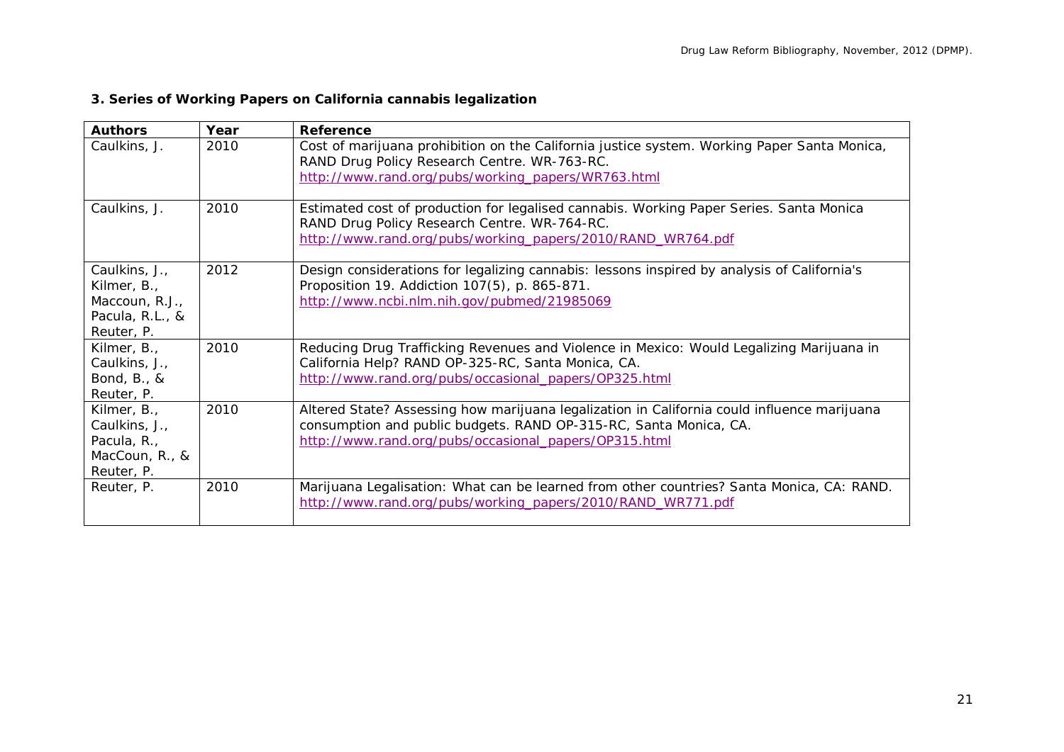### 3. Series of Working Papers on California cannabis legalization

| Authors | Year | Reference |
|---|---|---|
| Caulkins, J. | 2010 | Cost of marijuana prohibition on the California justice system. Working Paper Santa Monica, RAND Drug Policy Research Centre. WR-763-RC. http://www.rand.org/pubs/working_papers/WR763.html |
| Caulkins, J. | 2010 | Estimated cost of production for legalised cannabis. Working Paper Series. Santa Monica RAND Drug Policy Research Centre. WR-764-RC. http://www.rand.org/pubs/working_papers/2010/RAND_WR764.pdf |
| Caulkins, J., Kilmer, B., Maccoun, R.J., Pacula, R.L., & Reuter, P. | 2012 | Design considerations for legalizing cannabis: lessons inspired by analysis of California's Proposition 19. Addiction 107(5), p. 865-871. http://www.ncbi.nlm.nih.gov/pubmed/21985069 |
| Kilmer, B., Caulkins, J., Bond, B., & Reuter, P. | 2010 | Reducing Drug Trafficking Revenues and Violence in Mexico: Would Legalizing Marijuana in California Help? RAND OP-325-RC, Santa Monica, CA. http://www.rand.org/pubs/occasional_papers/OP325.html |
| Kilmer, B., Caulkins, J., Pacula, R., MacCoun, R., & Reuter, P. | 2010 | Altered State? Assessing how marijuana legalization in California could influence marijuana consumption and public budgets. RAND OP-315-RC, Santa Monica, CA. http://www.rand.org/pubs/occasional_papers/OP315.html |
| Reuter, P. | 2010 | Marijuana Legalisation: What can be learned from other countries? Santa Monica, CA: RAND. http://www.rand.org/pubs/working_papers/2010/RAND_WR771.pdf |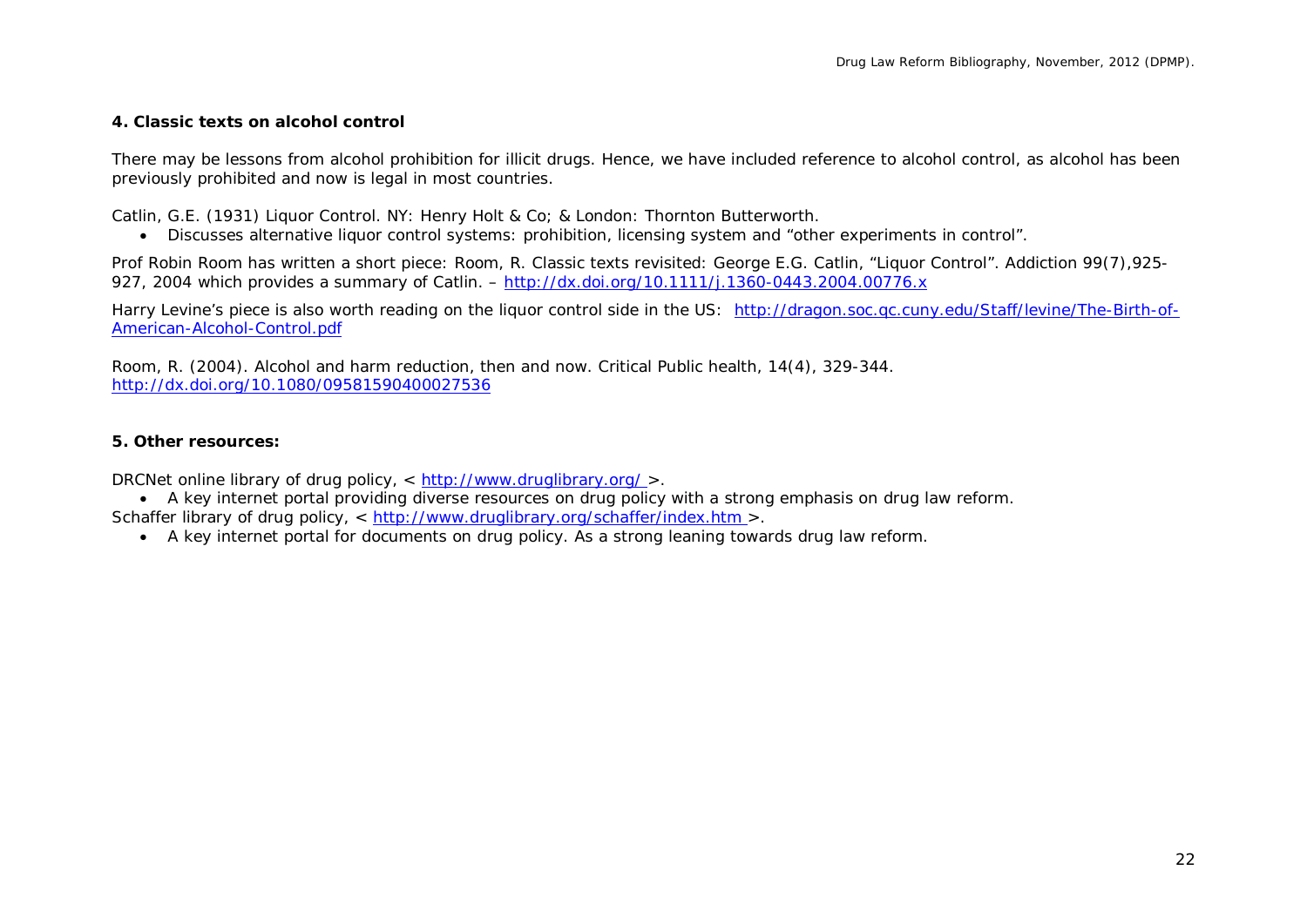#### 4. Classic texts on alcohol control

There may be lessons from alcohol prohibition for illicit drugs. Hence, we have included reference to alcohol control, as alcohol has been previously prohibited and now is legal in most countries.

Catlin, G.E. (1931) Liquor Control. NY: Henry Holt & Co; & London: Thornton Butterworth.

- Discusses alternative liquor control systems: prohibition, licensing system and "other experiments in control".

Prof Robin Room has written a short piece: Room, R. Classic texts revisited: George E.G. Catlin, "Liquor Control". Addiction 99(7),925-927, 2004 which provides a summary of Catlin. – http://dx.doi.org/10.1111/j.1360-0443.2004.00776.x

Harry Levine's piece is also worth reading on the liquor control side in the US: http://dragon.soc.qc.cuny.edu/Staff/levine/The-Birth-of-American-Alcohol-Control.pdf

Room, R. (2004). Alcohol and harm reduction, then and now. Critical Public health, 14(4), 329-344. http://dx.doi.org/10.1080/09581590400027536

#### 5. Other resources:

DRCNet online library of drug policy, < http://www.druglibrary.org/ >.

- A key internet portal providing diverse resources on drug policy with a strong emphasis on drug law reform.

Schaffer library of drug policy, < http://www.druglibrary.org/schaffer/index.htm >.

- A key internet portal for documents on drug policy. As a strong leaning towards drug law reform.